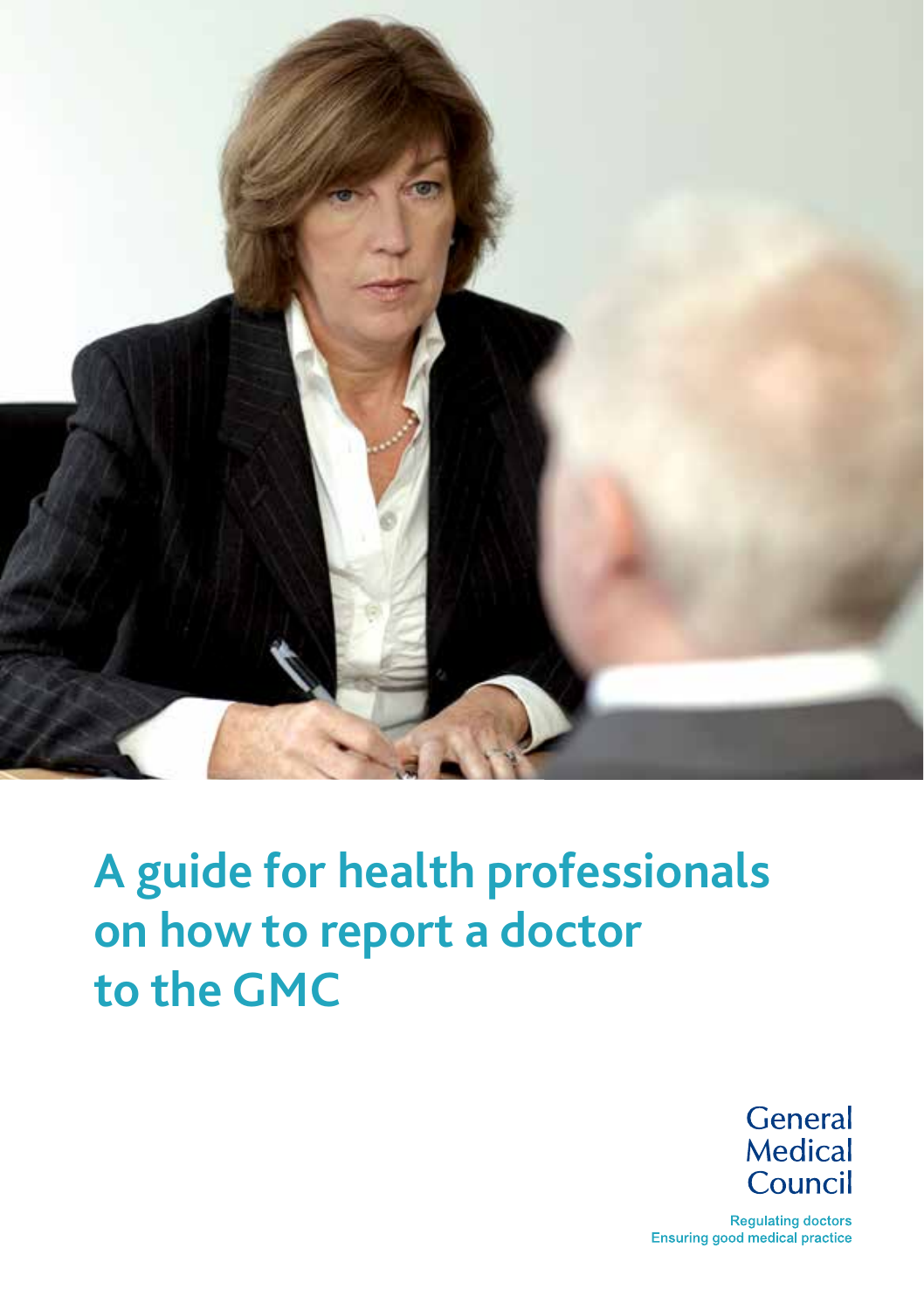# A guide for health professionals on how to report a doctor to the GMC

General Medical Council

Regulating doctors
Ensuring good medical practice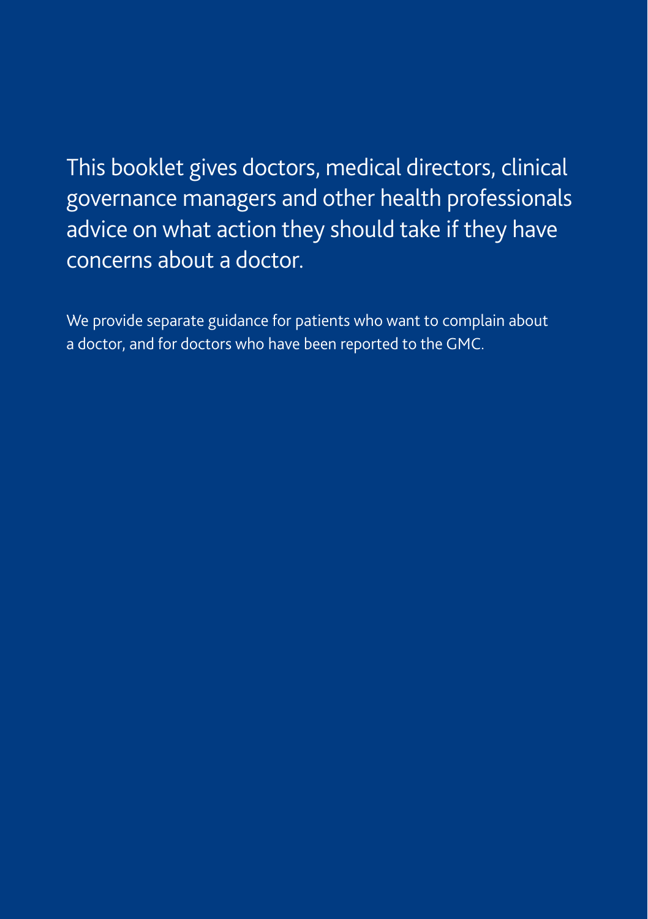This booklet gives doctors, medical directors, clinical governance managers and other health professionals advice on what action they should take if they have concerns about a doctor.

We provide separate guidance for patients who want to complain about a doctor, and for doctors who have been reported to the GMC.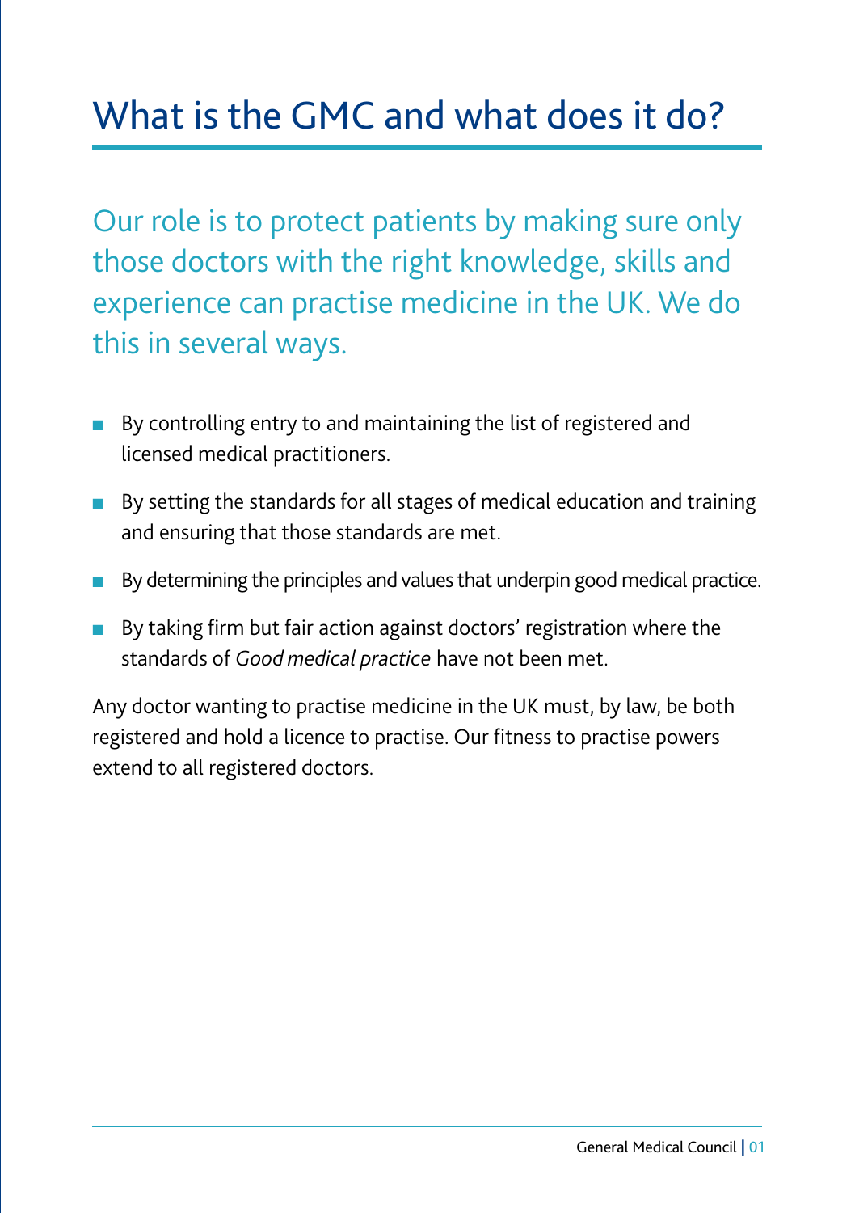# What is the GMC and what does it do?

Our role is to protect patients by making sure only those doctors with the right knowledge, skills and experience can practise medicine in the UK. We do this in several ways.

- By controlling entry to and maintaining the list of registered and licensed medical practitioners.
- By setting the standards for all stages of medical education and training and ensuring that those standards are met.
- By determining the principles and values that underpin good medical practice.
- By taking firm but fair action against doctors' registration where the standards of *Good medical practice* have not been met.

Any doctor wanting to practise medicine in the UK must, by law, be both registered and hold a licence to practise. Our fitness to practise powers extend to all registered doctors.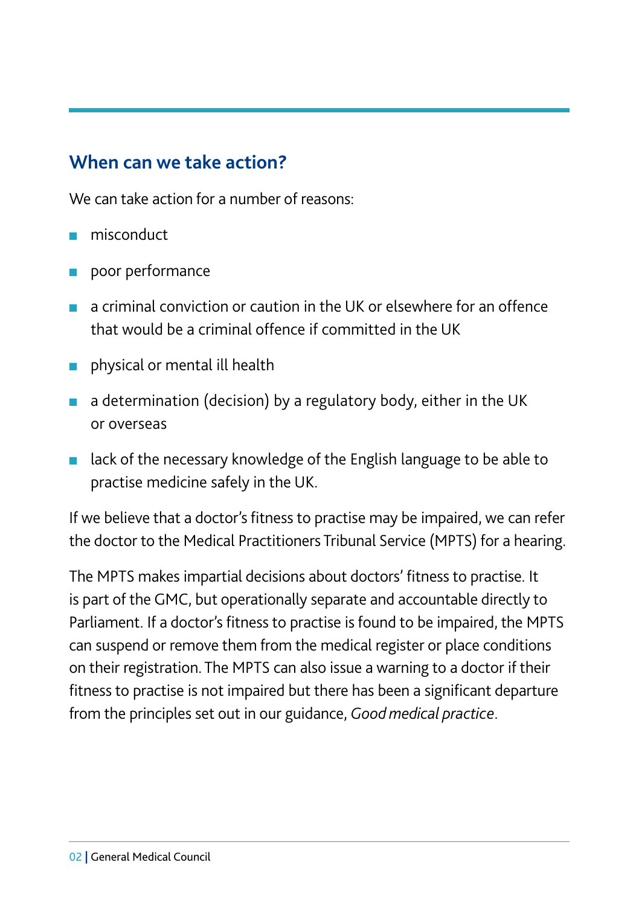## When can we take action?

We can take action for a number of reasons:

- misconduct
- poor performance
- a criminal conviction or caution in the UK or elsewhere for an offence that would be a criminal offence if committed in the UK
- physical or mental ill health
- a determination (decision) by a regulatory body, either in the UK or overseas
- lack of the necessary knowledge of the English language to be able to practise medicine safely in the UK.

If we believe that a doctor's fitness to practise may be impaired, we can refer the doctor to the Medical Practitioners Tribunal Service (MPTS) for a hearing.

The MPTS makes impartial decisions about doctors' fitness to practise. It is part of the GMC, but operationally separate and accountable directly to Parliament. If a doctor's fitness to practise is found to be impaired, the MPTS can suspend or remove them from the medical register or place conditions on their registration. The MPTS can also issue a warning to a doctor if their fitness to practise is not impaired but there has been a significant departure from the principles set out in our guidance, *Good medical practice*.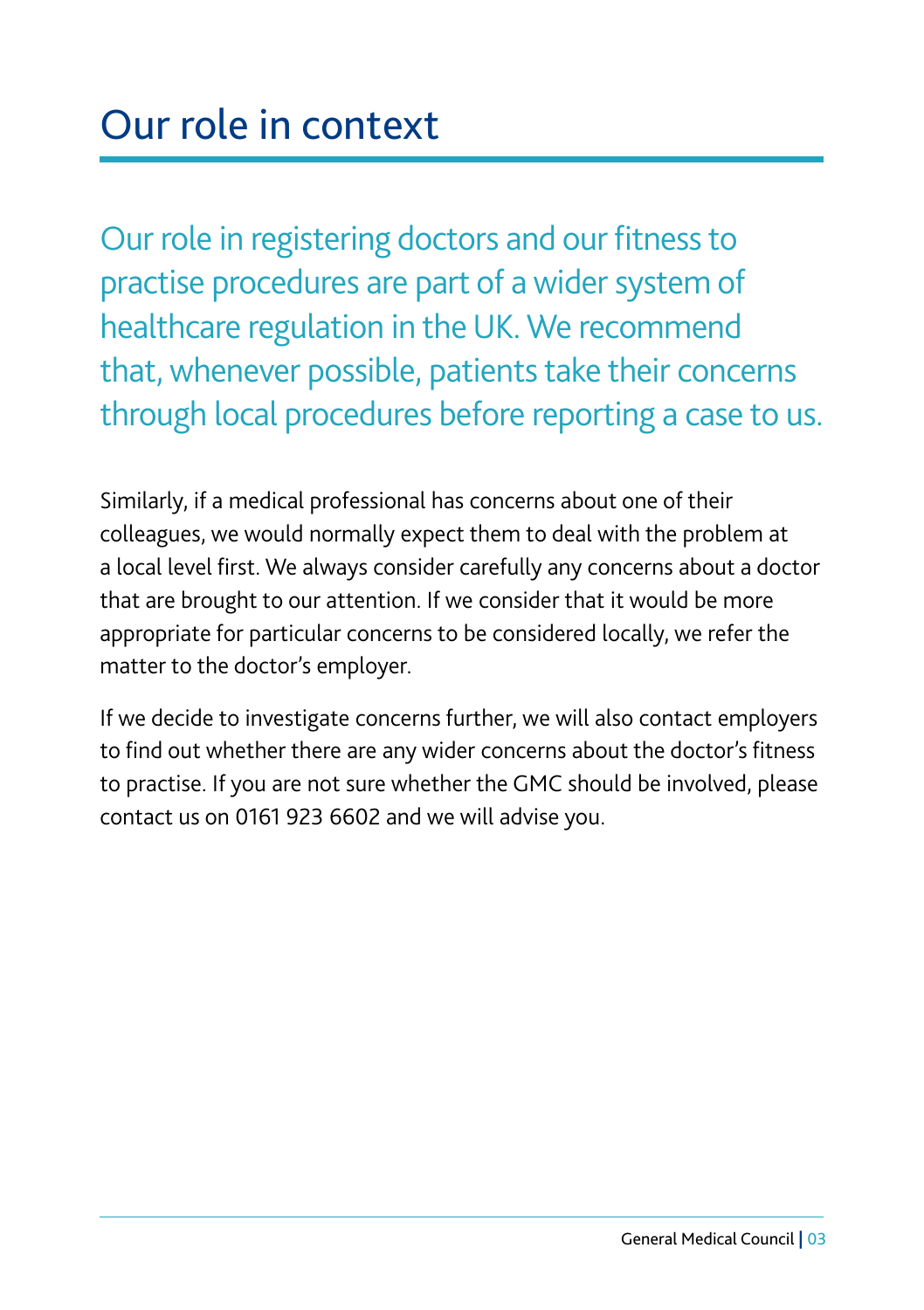# Our role in context

Our role in registering doctors and our fitness to practise procedures are part of a wider system of healthcare regulation in the UK. We recommend that, whenever possible, patients take their concerns through local procedures before reporting a case to us.

Similarly, if a medical professional has concerns about one of their colleagues, we would normally expect them to deal with the problem at a local level first. We always consider carefully any concerns about a doctor that are brought to our attention. If we consider that it would be more appropriate for particular concerns to be considered locally, we refer the matter to the doctor's employer.

If we decide to investigate concerns further, we will also contact employers to find out whether there are any wider concerns about the doctor's fitness to practise. If you are not sure whether the GMC should be involved, please contact us on 0161 923 6602 and we will advise you.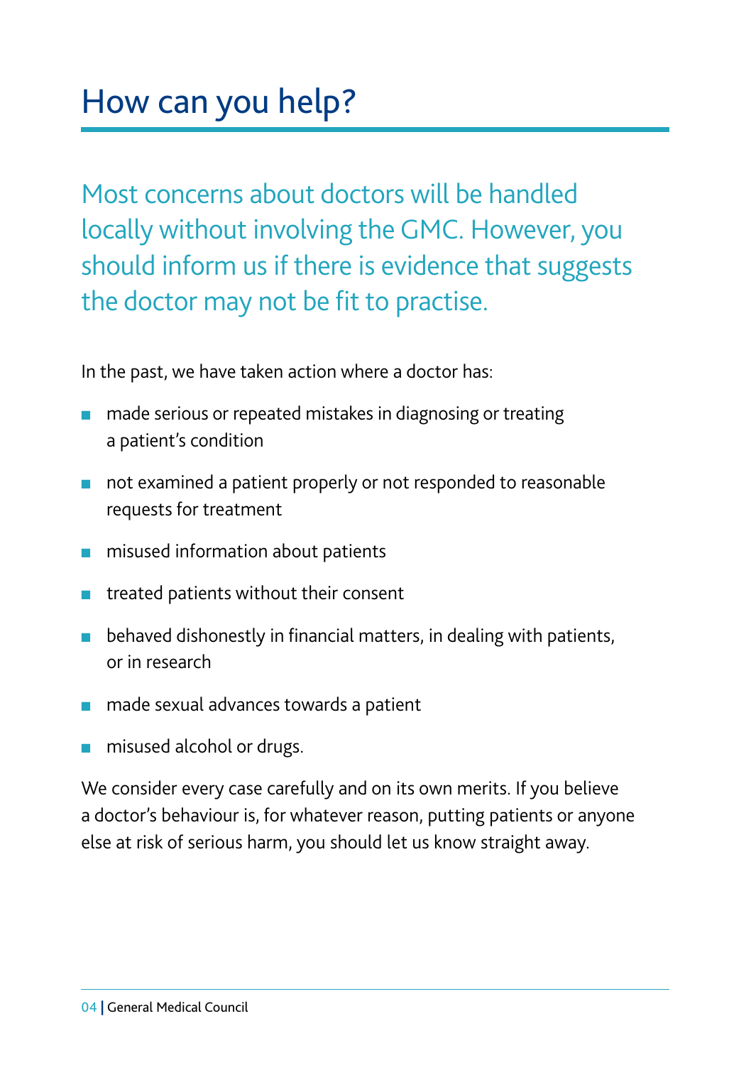# How can you help?

Most concerns about doctors will be handled locally without involving the GMC. However, you should inform us if there is evidence that suggests the doctor may not be fit to practise.

In the past, we have taken action where a doctor has:

- made serious or repeated mistakes in diagnosing or treating a patient's condition
- not examined a patient properly or not responded to reasonable requests for treatment
- misused information about patients
- treated patients without their consent
- behaved dishonestly in financial matters, in dealing with patients, or in research
- made sexual advances towards a patient
- misused alcohol or drugs.

We consider every case carefully and on its own merits. If you believe a doctor's behaviour is, for whatever reason, putting patients or anyone else at risk of serious harm, you should let us know straight away.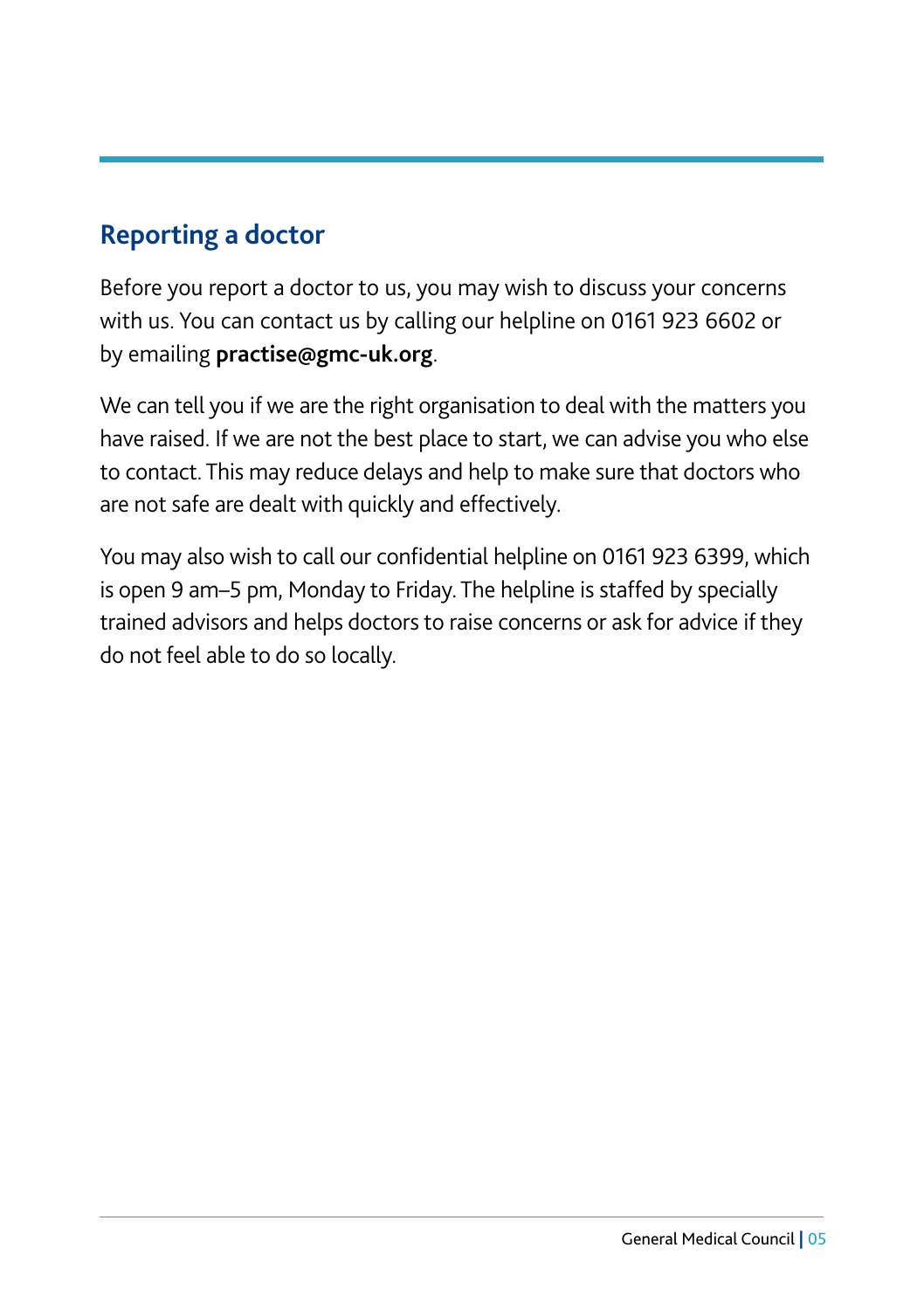## Reporting a doctor

Before you report a doctor to us, you may wish to discuss your concerns with us. You can contact us by calling our helpline on 0161 923 6602 or by emailing **practise@gmc-uk.org**.

We can tell you if we are the right organisation to deal with the matters you have raised. If we are not the best place to start, we can advise you who else to contact. This may reduce delays and help to make sure that doctors who are not safe are dealt with quickly and effectively.

You may also wish to call our confidential helpline on 0161 923 6399, which is open 9 am–5 pm, Monday to Friday. The helpline is staffed by specially trained advisors and helps doctors to raise concerns or ask for advice if they do not feel able to do so locally.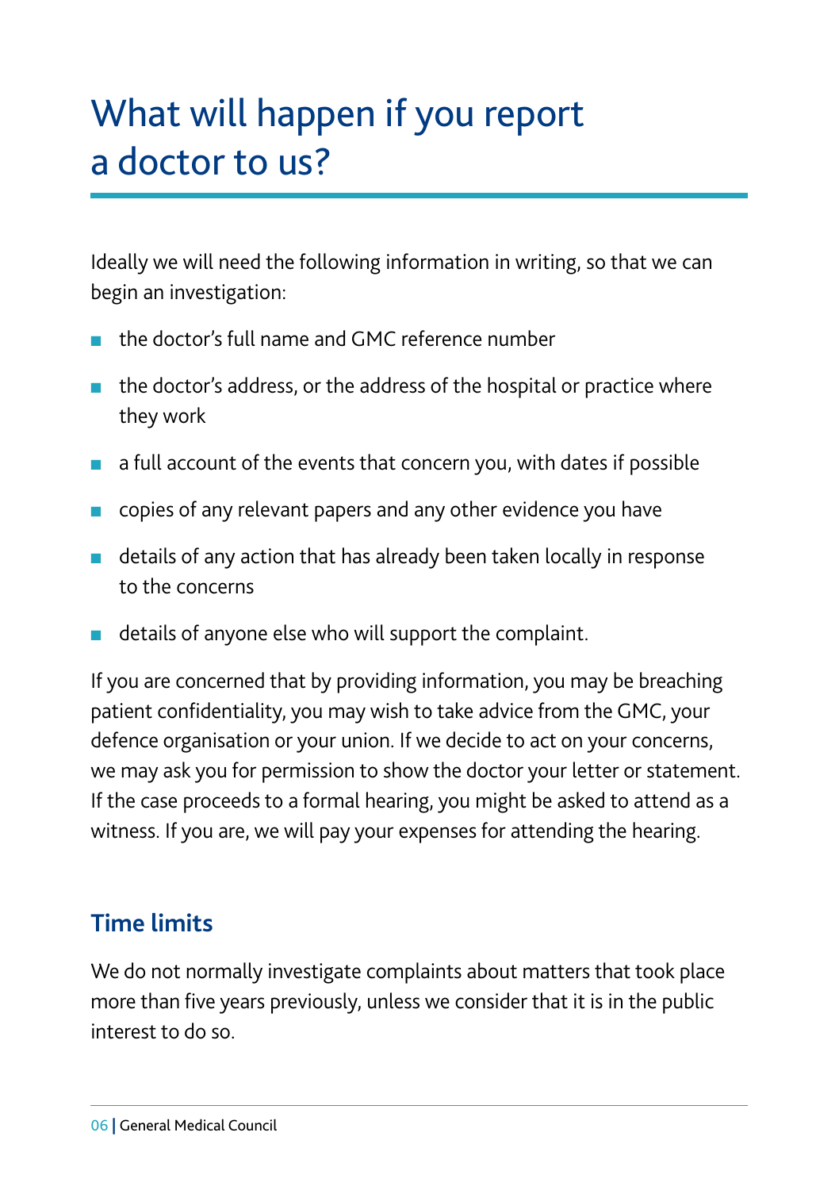# What will happen if you report a doctor to us?

Ideally we will need the following information in writing, so that we can begin an investigation:

- the doctor's full name and GMC reference number
- the doctor's address, or the address of the hospital or practice where they work
- a full account of the events that concern you, with dates if possible
- copies of any relevant papers and any other evidence you have
- details of any action that has already been taken locally in response to the concerns
- details of anyone else who will support the complaint.

If you are concerned that by providing information, you may be breaching patient confidentiality, you may wish to take advice from the GMC, your defence organisation or your union. If we decide to act on your concerns, we may ask you for permission to show the doctor your letter or statement. If the case proceeds to a formal hearing, you might be asked to attend as a witness. If you are, we will pay your expenses for attending the hearing.

## Time limits

We do not normally investigate complaints about matters that took place more than five years previously, unless we consider that it is in the public interest to do so.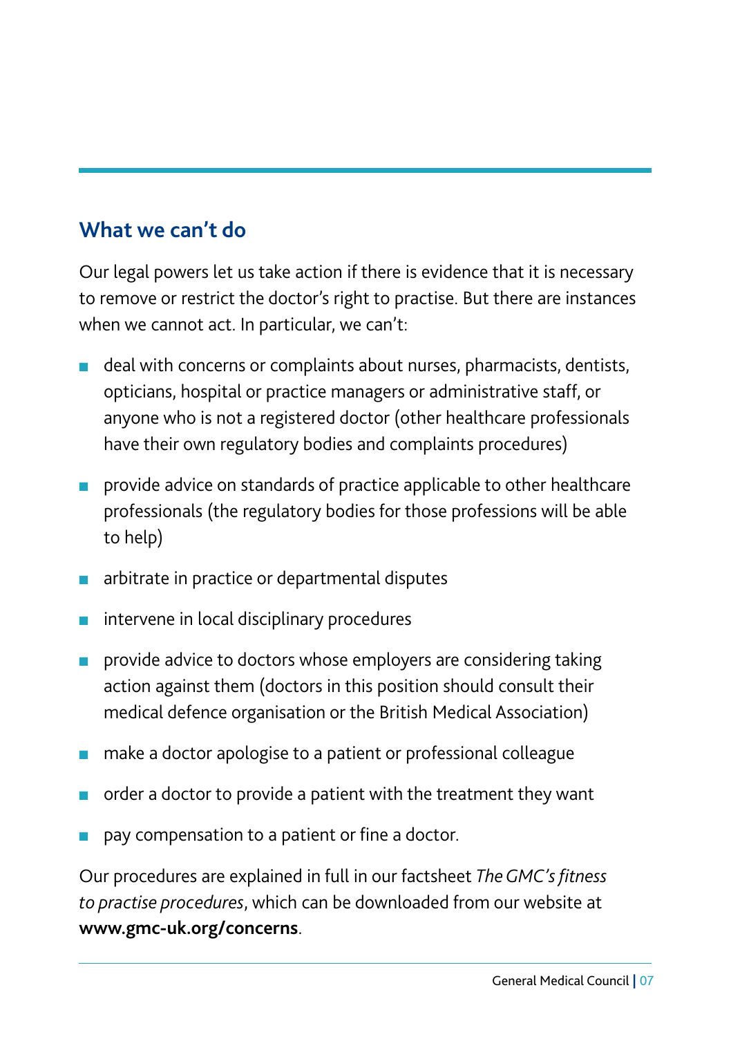## What we can't do

Our legal powers let us take action if there is evidence that it is necessary to remove or restrict the doctor's right to practise. But there are instances when we cannot act. In particular, we can't:

- deal with concerns or complaints about nurses, pharmacists, dentists, opticians, hospital or practice managers or administrative staff, or anyone who is not a registered doctor (other healthcare professionals have their own regulatory bodies and complaints procedures)
- provide advice on standards of practice applicable to other healthcare professionals (the regulatory bodies for those professions will be able to help)
- arbitrate in practice or departmental disputes
- intervene in local disciplinary procedures
- provide advice to doctors whose employers are considering taking action against them (doctors in this position should consult their medical defence organisation or the British Medical Association)
- make a doctor apologise to a patient or professional colleague
- order a doctor to provide a patient with the treatment they want
- pay compensation to a patient or fine a doctor.

Our procedures are explained in full in our factsheet *The GMC's fitness to practise procedures*, which can be downloaded from our website at **www.gmc-uk.org/concerns**.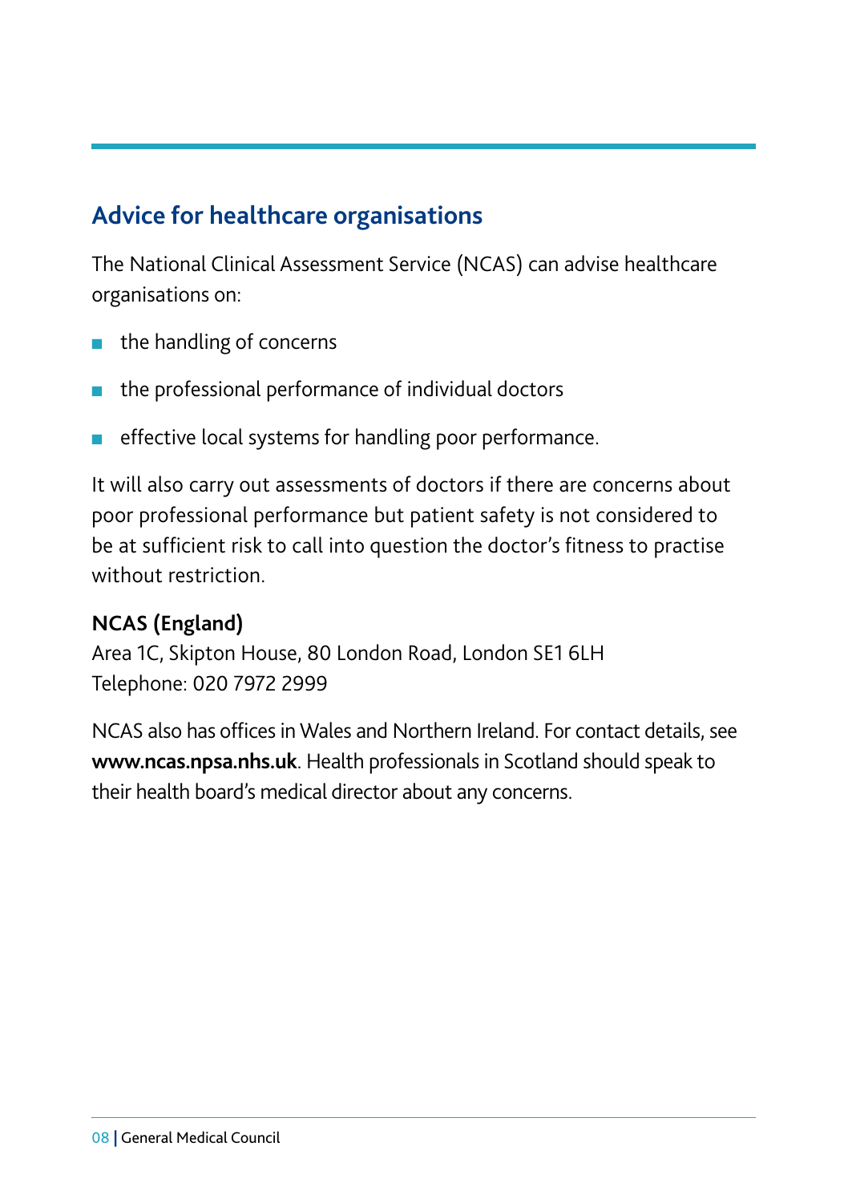## Advice for healthcare organisations

The National Clinical Assessment Service (NCAS) can advise healthcare organisations on:

- the handling of concerns
- the professional performance of individual doctors
- effective local systems for handling poor performance.

It will also carry out assessments of doctors if there are concerns about poor professional performance but patient safety is not considered to be at sufficient risk to call into question the doctor's fitness to practise without restriction.

**NCAS (England)**
Area 1C, Skipton House, 80 London Road, London SE1 6LH
Telephone: 020 7972 2999

NCAS also has offices in Wales and Northern Ireland. For contact details, see **www.ncas.npsa.nhs.uk**. Health professionals in Scotland should speak to their health board's medical director about any concerns.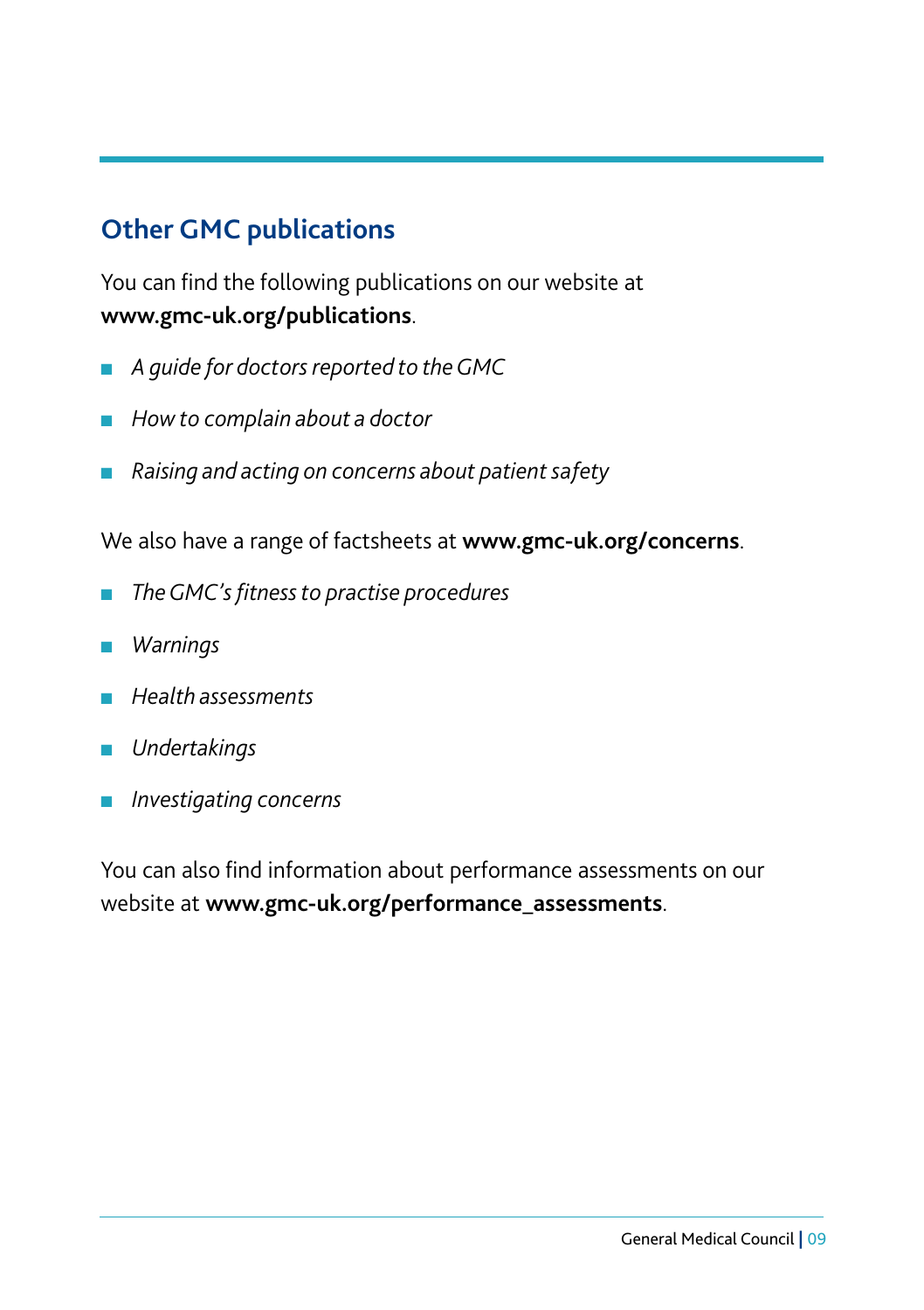## Other GMC publications

You can find the following publications on our website at **www.gmc-uk.org/publications**.

- *A guide for doctors reported to the GMC*
- *How to complain about a doctor*
- *Raising and acting on concerns about patient safety*

We also have a range of factsheets at **www.gmc-uk.org/concerns**.

- *The GMC's fitness to practise procedures*
- *Warnings*
- *Health assessments*
- *Undertakings*
- *Investigating concerns*

You can also find information about performance assessments on our website at **www.gmc-uk.org/performance_assessments**.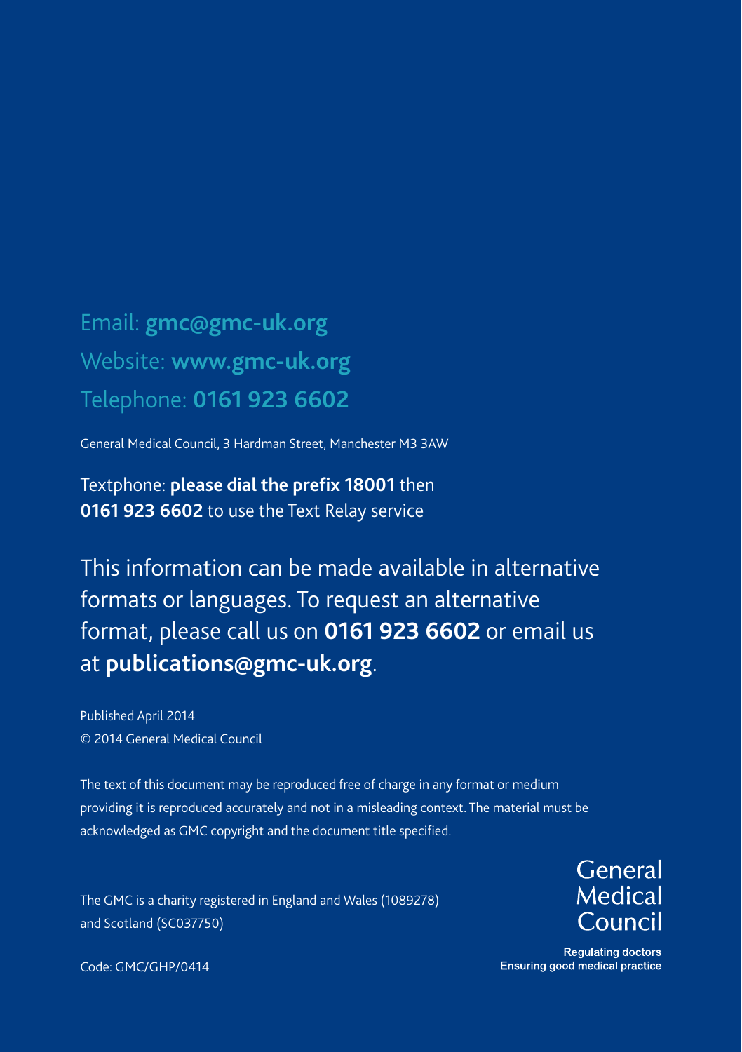Email: **gmc@gmc-uk.org**
Website: **www.gmc-uk.org**
Telephone: **0161 923 6602**

General Medical Council, 3 Hardman Street, Manchester M3 3AW

Textphone: **please dial the prefix 18001** then **0161 923 6602** to use the Text Relay service

This information can be made available in alternative formats or languages. To request an alternative format, please call us on **0161 923 6602** or email us at **publications@gmc-uk.org**.

Published April 2014
© 2014 General Medical Council

The text of this document may be reproduced free of charge in any format or medium providing it is reproduced accurately and not in a misleading context. The material must be acknowledged as GMC copyright and the document title specified.

The GMC is a charity registered in England and Wales (1089278) and Scotland (SC037750)

Code: GMC/GHP/0414

General Medical Council

Regulating doctors
Ensuring good medical practice